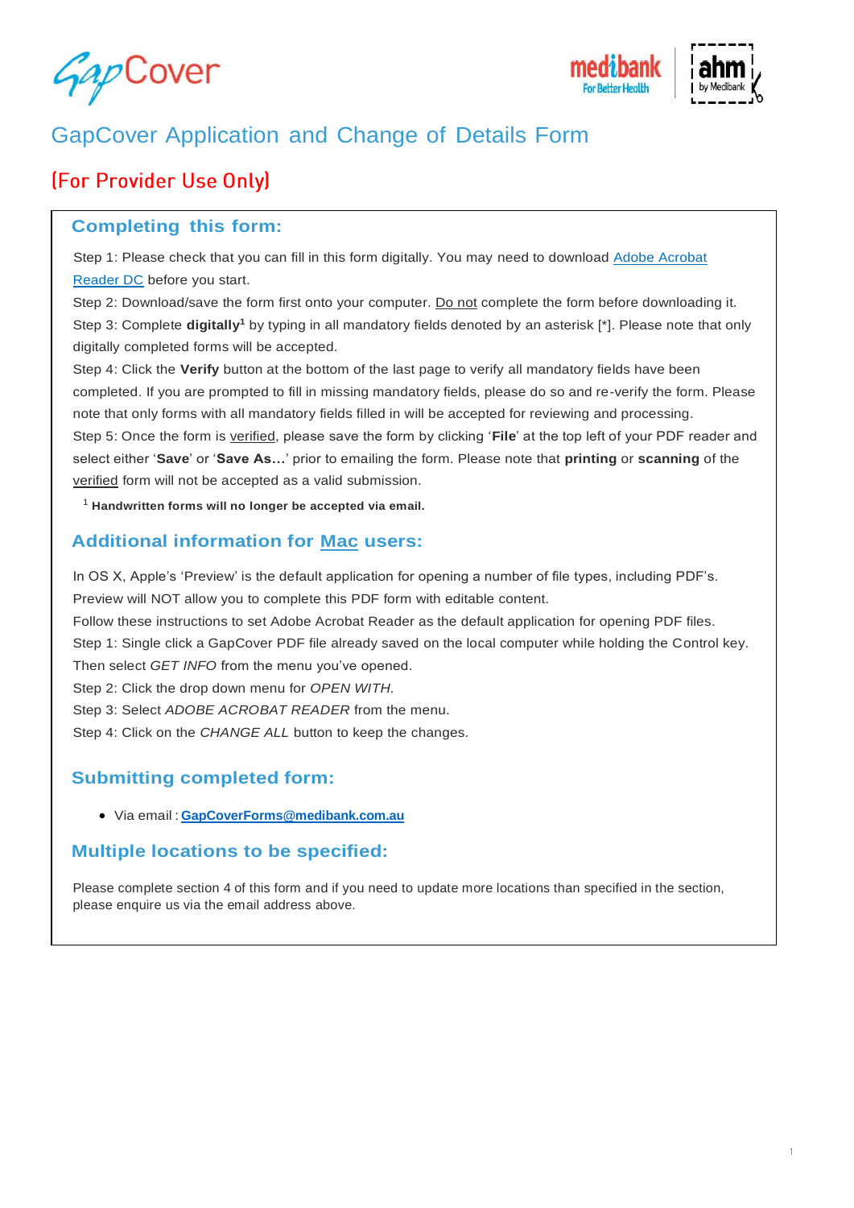# GapCover Application and Change of Details Form

## (For Provider Use Only)

### Completing this form:

Step 1: Please check that you can fill in this form digitally. You may need to download Adobe Acrobat Reader DC before you start.

Step 2: Download/save the form first onto your computer. Do not complete the form before downloading it.

Step 3: Complete **digitally**[1] by typing in all mandatory fields denoted by an asterisk [*]. Please note that only digitally completed forms will be accepted.

Step 4: Click the **Verify** button at the bottom of the last page to verify all mandatory fields have been completed. If you are prompted to fill in missing mandatory fields, please do so and re-verify the form. Please note that only forms with all mandatory fields filled in will be accepted for reviewing and processing.

Step 5: Once the form is verified, please save the form by clicking '**File**' at the top left of your PDF reader and select either '**Save**' or '**Save As…**' prior to emailing the form. Please note that **printing** or **scanning** of the verified form will not be accepted as a valid submission.

[1] **Handwritten forms will no longer be accepted via email.**

### Additional information for Mac users:

In OS X, Apple's 'Preview' is the default application for opening a number of file types, including PDF's. Preview will NOT allow you to complete this PDF form with editable content.

Follow these instructions to set Adobe Acrobat Reader as the default application for opening PDF files.

Step 1: Single click a GapCover PDF file already saved on the local computer while holding the Control key. Then select *GET INFO* from the menu you've opened.

Step 2: Click the drop down menu for *OPEN WITH.*

Step 3: Select *ADOBE ACROBAT READER* from the menu.

Step 4: Click on the *CHANGE ALL* button to keep the changes.

### Submitting completed form:

- Via email : **GapCoverForms@medibank.com.au**

### Multiple locations to be specified:

Please complete section 4 of this form and if you need to update more locations than specified in the section, please enquire us via the email address above.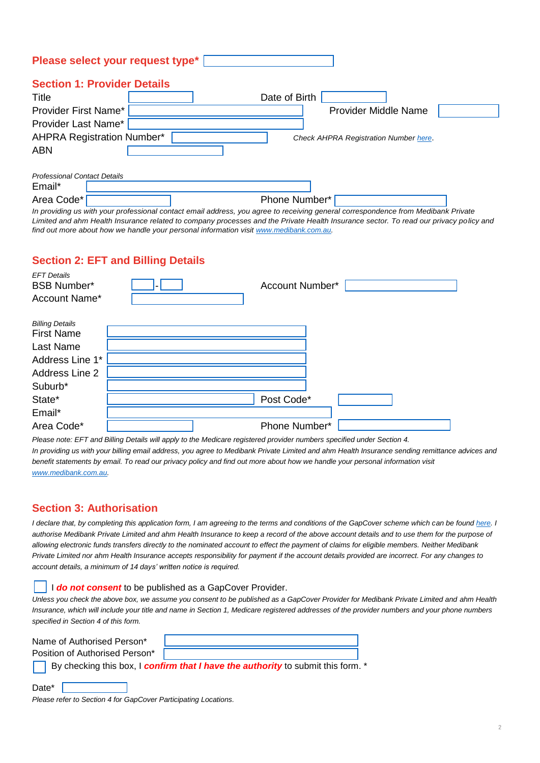**Please select your request type***

## Section 1: Provider Details

Title

Date of Birth

Provider First Name*

Provider Middle Name

Provider Last Name*

AHPRA Registration Number*

*Check AHPRA Registration Number here.*

ABN

*Professional Contact Details*

Email*

Area Code*

Phone Number*

*In providing us with your professional contact email address, you agree to receiving general correspondence from Medibank Private Limited and ahm Health Insurance related to company processes and the Private Health Insurance sector. To read our privacy policy and find out more about how we handle your personal information visit www.medibank.com.au.*

## Section 2: EFT and Billing Details

*EFT Details*

BSB Number* -

Account Number*

Account Name*

*Billing Details*

First Name

Last Name

Address Line 1*

Address Line 2

Suburb*

State*

Post Code*

Email*

Area Code*

Phone Number*

*Please note: EFT and Billing Details will apply to the Medicare registered provider numbers specified under Section 4.*

*In providing us with your billing email address, you agree to Medibank Private Limited and ahm Health Insurance sending remittance advices and benefit statements by email. To read our privacy policy and find out more about how we handle your personal information visit www.medibank.com.au.*

## Section 3: Authorisation

*I declare that, by completing this application form, I am agreeing to the terms and conditions of the GapCover scheme which can be found here. I authorise Medibank Private Limited and ahm Health Insurance to keep a record of the above account details and to use them for the purpose of allowing electronic funds transfers directly to the nominated account to effect the payment of claims for eligible members. Neither Medibank Private Limited nor ahm Health Insurance accepts responsibility for payment if the account details provided are incorrect. For any changes to account details, a minimum of 14 days' written notice is required.*

☐ I ***do not consent*** to be published as a GapCover Provider.

*Unless you check the above box, we assume you consent to be published as a GapCover Provider for Medibank Private Limited and ahm Health Insurance, which will include your title and name in Section 1, Medicare registered addresses of the provider numbers and your phone numbers specified in Section 4 of this form.*

Name of Authorised Person*

Position of Authorised Person*

☐ By checking this box, I ***confirm that I have the authority*** to submit this form. *

Date*

*Please refer to Section 4 for GapCover Participating Locations.*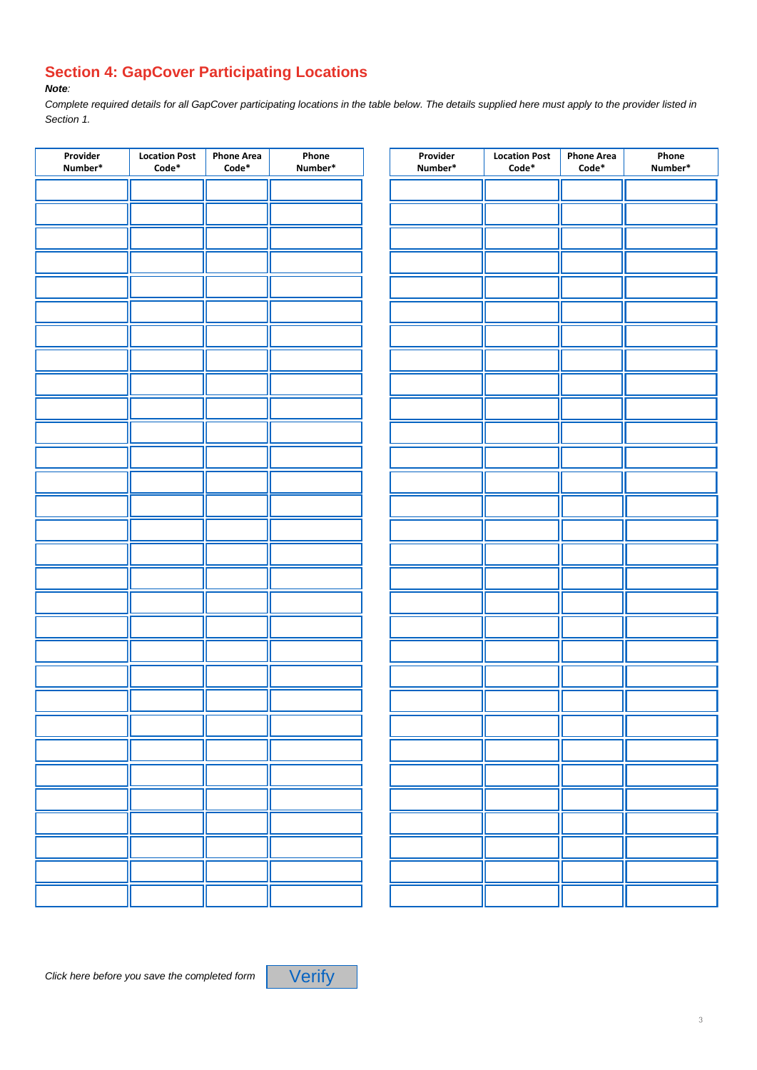## Section 4: GapCover Participating Locations

***Note:***

*Complete required details for all GapCover participating locations in the table below. The details supplied here must apply to the provider listed in Section 1.*

| Provider Number* | Location Post Code* | Phone Area Code* | Phone Number* |
|---|---|---|---|
| | | | |
| | | | |
| | | | |
| | | | |
| | | | |
| | | | |
| | | | |
| | | | |
| | | | |
| | | | |
| | | | |
| | | | |
| | | | |
| | | | |
| | | | |
| | | | |
| | | | |
| | | | |
| | | | |
| | | | |
| | | | |
| | | | |
| | | | |
| | | | |
| | | | |
| | | | |
| | | | |
| | | | |
| | | | |
| | | | |
| | | | |

| Provider Number* | Location Post Code* | Phone Area Code* | Phone Number* |
|---|---|---|---|
| | | | |
| | | | |
| | | | |
| | | | |
| | | | |
| | | | |
| | | | |
| | | | |
| | | | |
| | | | |
| | | | |
| | | | |
| | | | |
| | | | |
| | | | |
| | | | |
| | | | |
| | | | |
| | | | |
| | | | |
| | | | |
| | | | |
| | | | |
| | | | |
| | | | |
| | | | |
| | | | |
| | | | |
| | | | |
| | | | |
| | | | |

*Click here before you save the completed form* Verify